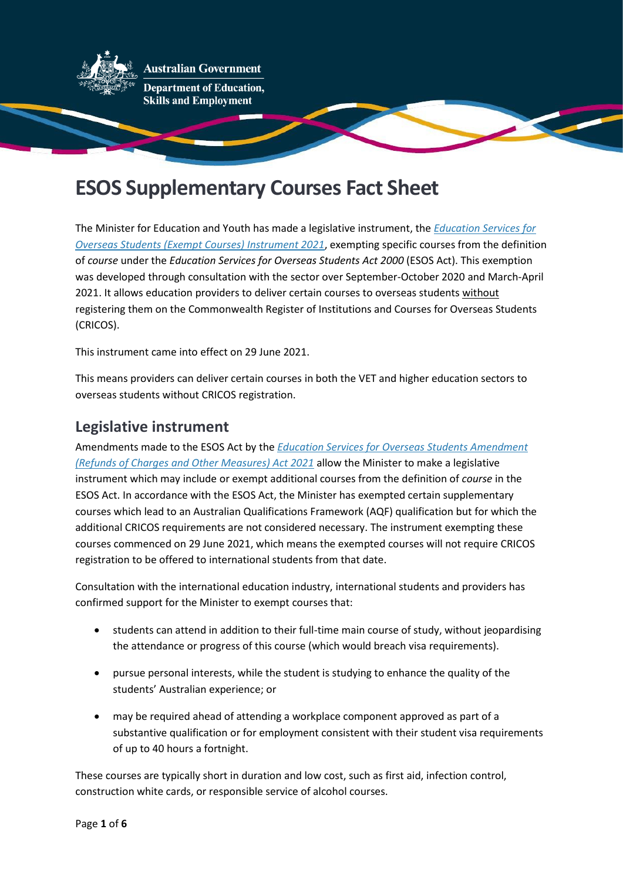# ESOS Supplementary Courses Fact Sheet

The Minister for Education and Youth has made a legislative instrument, the *Education Services for Overseas Students (Exempt Courses) Instrument 2021*, exempting specific courses from the definition of *course* under the *Education Services for Overseas Students Act 2000* (ESOS Act). This exemption was developed through consultation with the sector over September-October 2020 and March-April 2021. It allows education providers to deliver certain courses to overseas students without registering them on the Commonwealth Register of Institutions and Courses for Overseas Students (CRICOS).

This instrument came into effect on 29 June 2021.

This means providers can deliver certain courses in both the VET and higher education sectors to overseas students without CRICOS registration.

## Legislative instrument

Amendments made to the ESOS Act by the *Education Services for Overseas Students Amendment (Refunds of Charges and Other Measures) Act 2021* allow the Minister to make a legislative instrument which may include or exempt additional courses from the definition of *course* in the ESOS Act. In accordance with the ESOS Act, the Minister has exempted certain supplementary courses which lead to an Australian Qualifications Framework (AQF) qualification but for which the additional CRICOS requirements are not considered necessary. The instrument exempting these courses commenced on 29 June 2021, which means the exempted courses will not require CRICOS registration to be offered to international students from that date.

Consultation with the international education industry, international students and providers has confirmed support for the Minister to exempt courses that:

- students can attend in addition to their full-time main course of study, without jeopardising the attendance or progress of this course (which would breach visa requirements).
- pursue personal interests, while the student is studying to enhance the quality of the students' Australian experience; or
- may be required ahead of attending a workplace component approved as part of a substantive qualification or for employment consistent with their student visa requirements of up to 40 hours a fortnight.

These courses are typically short in duration and low cost, such as first aid, infection control, construction white cards, or responsible service of alcohol courses.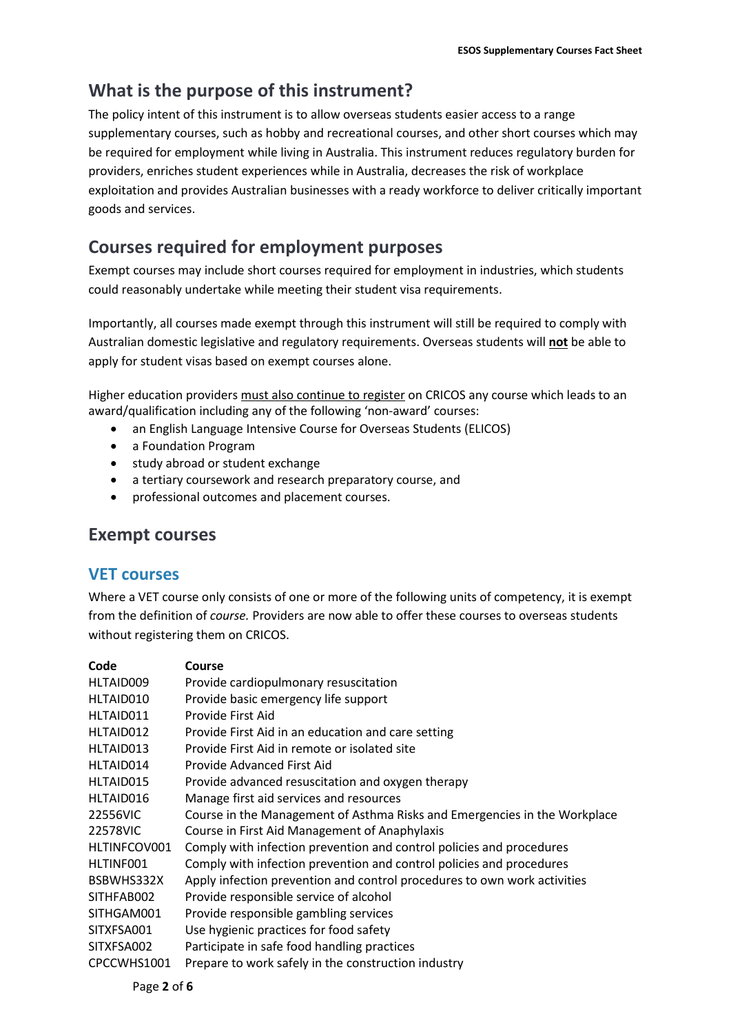## What is the purpose of this instrument?

The policy intent of this instrument is to allow overseas students easier access to a range supplementary courses, such as hobby and recreational courses, and other short courses which may be required for employment while living in Australia. This instrument reduces regulatory burden for providers, enriches student experiences while in Australia, decreases the risk of workplace exploitation and provides Australian businesses with a ready workforce to deliver critically important goods and services.

## Courses required for employment purposes

Exempt courses may include short courses required for employment in industries, which students could reasonably undertake while meeting their student visa requirements.

Importantly, all courses made exempt through this instrument will still be required to comply with Australian domestic legislative and regulatory requirements. Overseas students will **not** be able to apply for student visas based on exempt courses alone.

Higher education providers must also continue to register on CRICOS any course which leads to an award/qualification including any of the following 'non-award' courses:

- an English Language Intensive Course for Overseas Students (ELICOS)
- a Foundation Program
- study abroad or student exchange
- a tertiary coursework and research preparatory course, and
- professional outcomes and placement courses.

## Exempt courses

### VET courses

Where a VET course only consists of one or more of the following units of competency, it is exempt from the definition of *course.* Providers are now able to offer these courses to overseas students without registering them on CRICOS.

| Code | Course |
|---|---|
| HLTAID009 | Provide cardiopulmonary resuscitation |
| HLTAID010 | Provide basic emergency life support |
| HLTAID011 | Provide First Aid |
| HLTAID012 | Provide First Aid in an education and care setting |
| HLTAID013 | Provide First Aid in remote or isolated site |
| HLTAID014 | Provide Advanced First Aid |
| HLTAID015 | Provide advanced resuscitation and oxygen therapy |
| HLTAID016 | Manage first aid services and resources |
| 22556VIC | Course in the Management of Asthma Risks and Emergencies in the Workplace |
| 22578VIC | Course in First Aid Management of Anaphylaxis |
| HLTINFCOV001 | Comply with infection prevention and control policies and procedures |
| HLTINF001 | Comply with infection prevention and control policies and procedures |
| BSBWHS332X | Apply infection prevention and control procedures to own work activities |
| SITHFAB002 | Provide responsible service of alcohol |
| SITHGAM001 | Provide responsible gambling services |
| SITXFSA001 | Use hygienic practices for food safety |
| SITXFSA002 | Participate in safe food handling practices |
| CPCCWHS1001 | Prepare to work safely in the construction industry |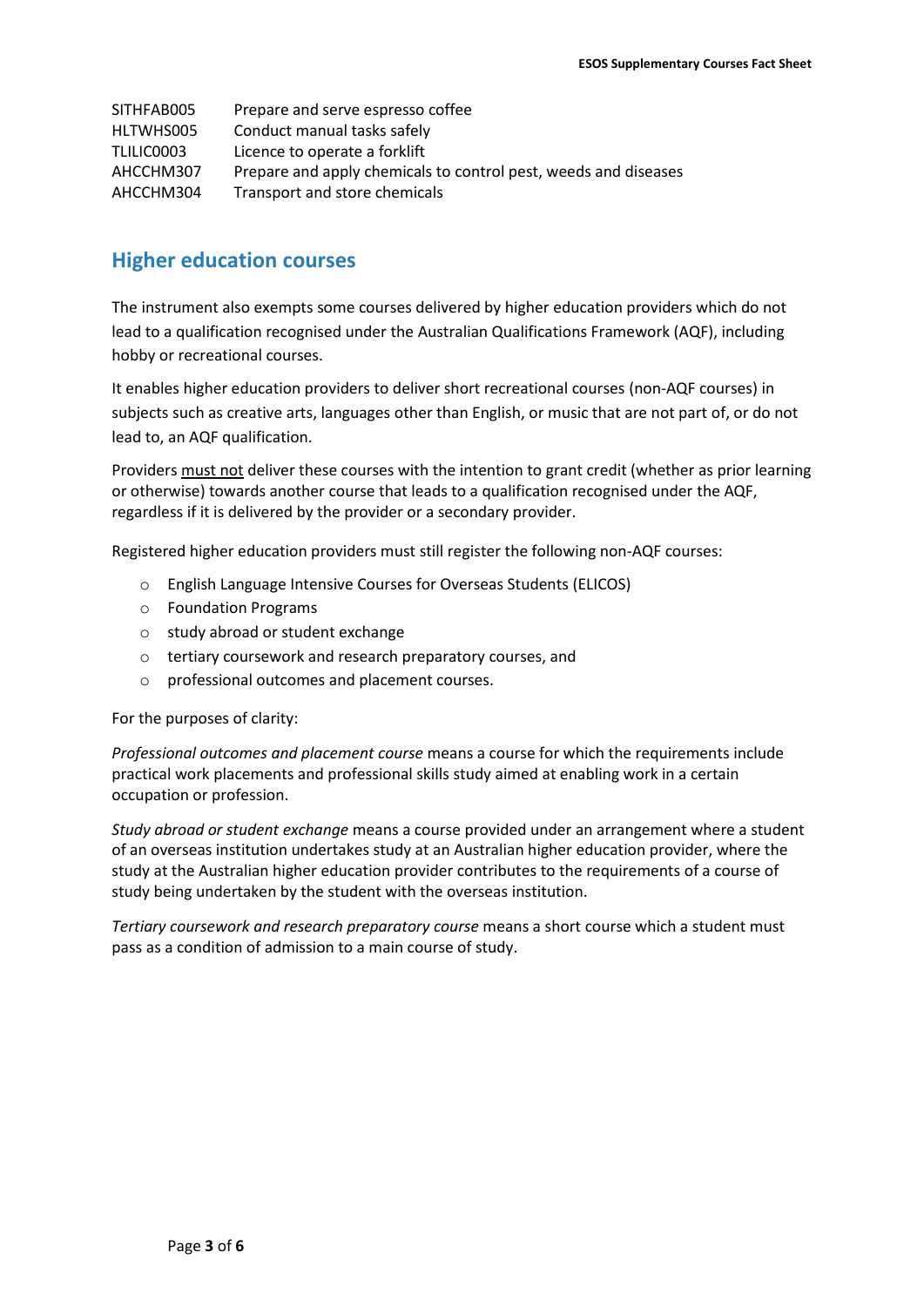| | |
|---|---|
| SITHFAB005 | Prepare and serve espresso coffee |
| HLTWHS005 | Conduct manual tasks safely |
| TLILIC0003 | Licence to operate a forklift |
| AHCCHM307 | Prepare and apply chemicals to control pest, weeds and diseases |
| AHCCHM304 | Transport and store chemicals |

## Higher education courses

The instrument also exempts some courses delivered by higher education providers which do not lead to a qualification recognised under the Australian Qualifications Framework (AQF), including hobby or recreational courses.

It enables higher education providers to deliver short recreational courses (non-AQF courses) in subjects such as creative arts, languages other than English, or music that are not part of, or do not lead to, an AQF qualification.

Providers <u>must not</u> deliver these courses with the intention to grant credit (whether as prior learning or otherwise) towards another course that leads to a qualification recognised under the AQF, regardless if it is delivered by the provider or a secondary provider.

Registered higher education providers must still register the following non-AQF courses:

- English Language Intensive Courses for Overseas Students (ELICOS)
- Foundation Programs
- study abroad or student exchange
- tertiary coursework and research preparatory courses, and
- professional outcomes and placement courses.

For the purposes of clarity:

*Professional outcomes and placement course* means a course for which the requirements include practical work placements and professional skills study aimed at enabling work in a certain occupation or profession.

*Study abroad or student exchange* means a course provided under an arrangement where a student of an overseas institution undertakes study at an Australian higher education provider, where the study at the Australian higher education provider contributes to the requirements of a course of study being undertaken by the student with the overseas institution.

*Tertiary coursework and research preparatory course* means a short course which a student must pass as a condition of admission to a main course of study.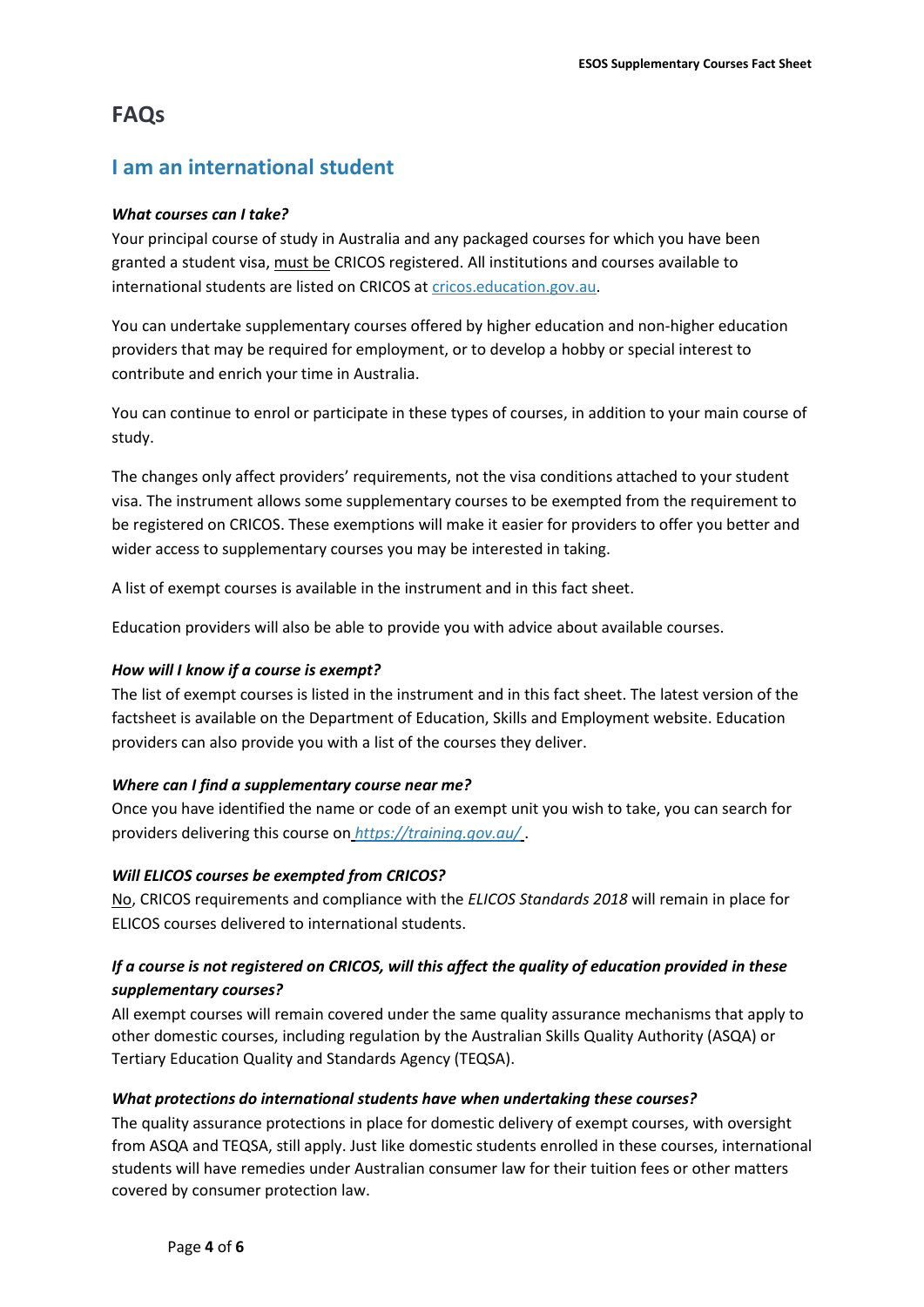# FAQs

## I am an international student

***What courses can I take?***

Your principal course of study in Australia and any packaged courses for which you have been granted a student visa, must be CRICOS registered. All institutions and courses available to international students are listed on CRICOS at [cricos.education.gov.au](cricos.education.gov.au).

You can undertake supplementary courses offered by higher education and non-higher education providers that may be required for employment, or to develop a hobby or special interest to contribute and enrich your time in Australia.

You can continue to enrol or participate in these types of courses, in addition to your main course of study.

The changes only affect providers' requirements, not the visa conditions attached to your student visa. The instrument allows some supplementary courses to be exempted from the requirement to be registered on CRICOS. These exemptions will make it easier for providers to offer you better and wider access to supplementary courses you may be interested in taking.

A list of exempt courses is available in the instrument and in this fact sheet.

Education providers will also be able to provide you with advice about available courses.

***How will I know if a course is exempt?***

The list of exempt courses is listed in the instrument and in this fact sheet. The latest version of the factsheet is available on the Department of Education, Skills and Employment website. Education providers can also provide you with a list of the courses they deliver.

***Where can I find a supplementary course near me?***

Once you have identified the name or code of an exempt unit you wish to take, you can search for providers delivering this course on [*https://training.gov.au/*](https://training.gov.au/).

***Will ELICOS courses be exempted from CRICOS?***

No, CRICOS requirements and compliance with the *ELICOS Standards 2018* will remain in place for ELICOS courses delivered to international students.

***If a course is not registered on CRICOS, will this affect the quality of education provided in these supplementary courses?***

All exempt courses will remain covered under the same quality assurance mechanisms that apply to other domestic courses, including regulation by the Australian Skills Quality Authority (ASQA) or Tertiary Education Quality and Standards Agency (TEQSA).

***What protections do international students have when undertaking these courses?***

The quality assurance protections in place for domestic delivery of exempt courses, with oversight from ASQA and TEQSA, still apply. Just like domestic students enrolled in these courses, international students will have remedies under Australian consumer law for their tuition fees or other matters covered by consumer protection law.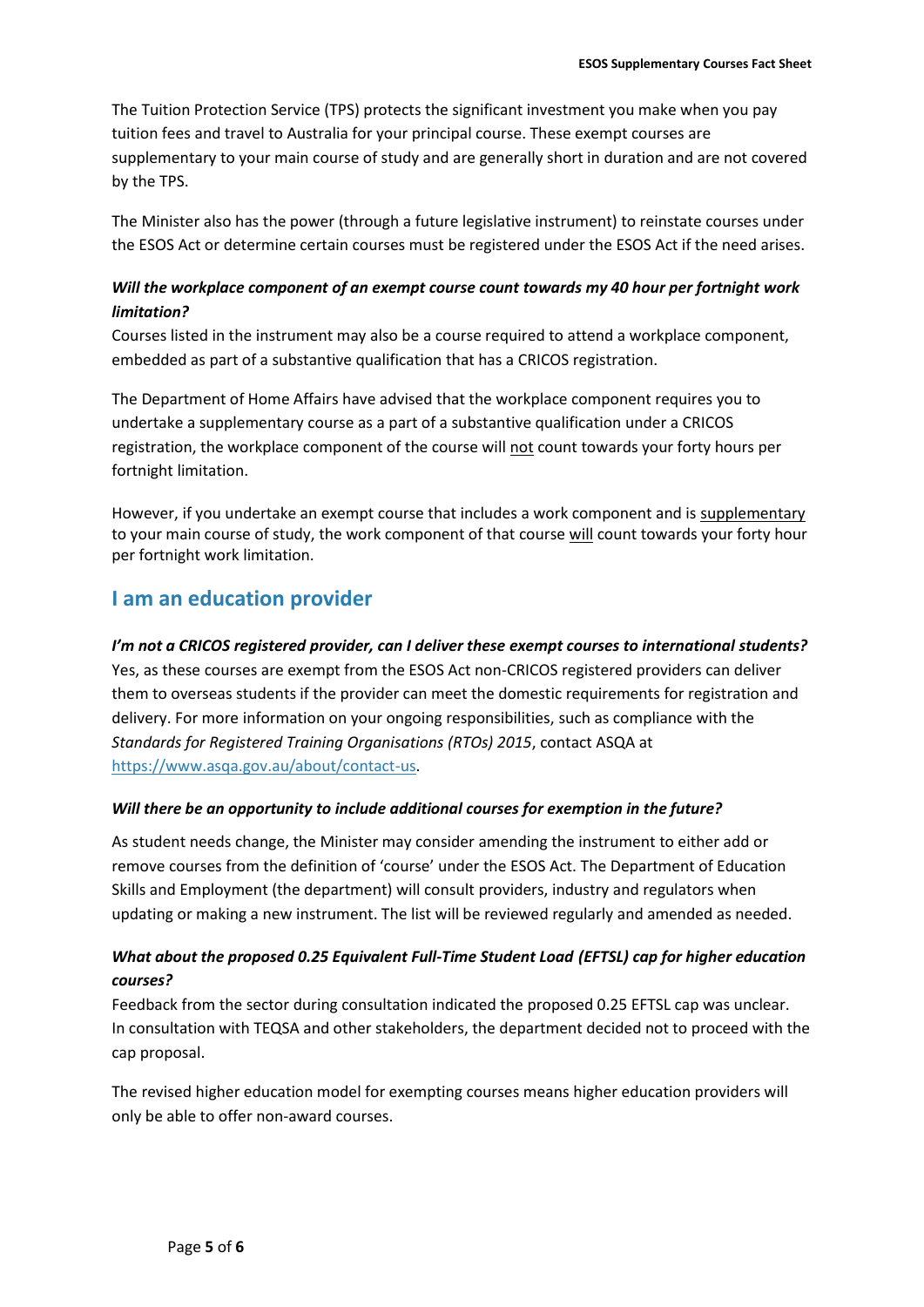The Tuition Protection Service (TPS) protects the significant investment you make when you pay tuition fees and travel to Australia for your principal course. These exempt courses are supplementary to your main course of study and are generally short in duration and are not covered by the TPS.

The Minister also has the power (through a future legislative instrument) to reinstate courses under the ESOS Act or determine certain courses must be registered under the ESOS Act if the need arises.

***Will the workplace component of an exempt course count towards my 40 hour per fortnight work limitation?***

Courses listed in the instrument may also be a course required to attend a workplace component, embedded as part of a substantive qualification that has a CRICOS registration.

The Department of Home Affairs have advised that the workplace component requires you to undertake a supplementary course as a part of a substantive qualification under a CRICOS registration, the workplace component of the course will <u>not</u> count towards your forty hours per fortnight limitation.

However, if you undertake an exempt course that includes a work component and is <u>supplementary</u> to your main course of study, the work component of that course <u>will</u> count towards your forty hour per fortnight work limitation.

## I am an education provider

***I'm not a CRICOS registered provider, can I deliver these exempt courses to international students?***

Yes, as these courses are exempt from the ESOS Act non-CRICOS registered providers can deliver them to overseas students if the provider can meet the domestic requirements for registration and delivery. For more information on your ongoing responsibilities, such as compliance with the *Standards for Registered Training Organisations (RTOs) 2015*, contact ASQA at [https://www.asqa.gov.au/about/contact-us](https://www.asqa.gov.au/about/contact-us).

***Will there be an opportunity to include additional courses for exemption in the future?***

As student needs change, the Minister may consider amending the instrument to either add or remove courses from the definition of 'course' under the ESOS Act. The Department of Education Skills and Employment (the department) will consult providers, industry and regulators when updating or making a new instrument. The list will be reviewed regularly and amended as needed.

***What about the proposed 0.25 Equivalent Full-Time Student Load (EFTSL) cap for higher education courses?***

Feedback from the sector during consultation indicated the proposed 0.25 EFTSL cap was unclear. In consultation with TEQSA and other stakeholders, the department decided not to proceed with the cap proposal.

The revised higher education model for exempting courses means higher education providers will only be able to offer non-award courses.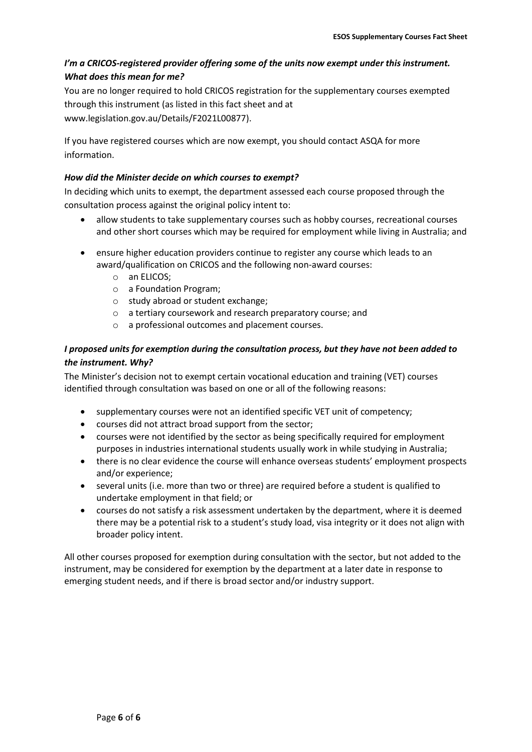### *I'm a CRICOS-registered provider offering some of the units now exempt under this instrument. What does this mean for me?*

You are no longer required to hold CRICOS registration for the supplementary courses exempted through this instrument (as listed in this fact sheet and at www.legislation.gov.au/Details/F2021L00877).

If you have registered courses which are now exempt, you should contact ASQA for more information.

### *How did the Minister decide on which courses to exempt?*

In deciding which units to exempt, the department assessed each course proposed through the consultation process against the original policy intent to:

- allow students to take supplementary courses such as hobby courses, recreational courses and other short courses which may be required for employment while living in Australia; and
- ensure higher education providers continue to register any course which leads to an award/qualification on CRICOS and the following non-award courses:
  - an ELICOS;
  - a Foundation Program;
  - study abroad or student exchange;
  - a tertiary coursework and research preparatory course; and
  - a professional outcomes and placement courses.

### *I proposed units for exemption during the consultation process, but they have not been added to the instrument. Why?*

The Minister's decision not to exempt certain vocational education and training (VET) courses identified through consultation was based on one or all of the following reasons:

- supplementary courses were not an identified specific VET unit of competency;
- courses did not attract broad support from the sector;
- courses were not identified by the sector as being specifically required for employment purposes in industries international students usually work in while studying in Australia;
- there is no clear evidence the course will enhance overseas students' employment prospects and/or experience;
- several units (i.e. more than two or three) are required before a student is qualified to undertake employment in that field; or
- courses do not satisfy a risk assessment undertaken by the department, where it is deemed there may be a potential risk to a student's study load, visa integrity or it does not align with broader policy intent.

All other courses proposed for exemption during consultation with the sector, but not added to the instrument, may be considered for exemption by the department at a later date in response to emerging student needs, and if there is broad sector and/or industry support.